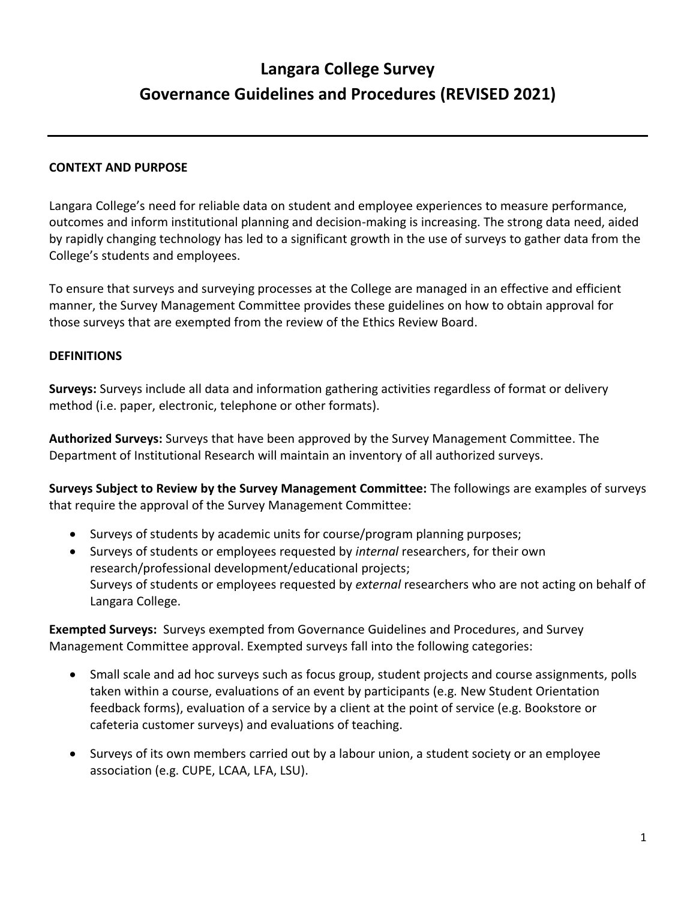# Langara College Survey
# Governance Guidelines and Procedures (REVISED 2021)

---

**CONTEXT AND PURPOSE**

Langara College's need for reliable data on student and employee experiences to measure performance, outcomes and inform institutional planning and decision-making is increasing. The strong data need, aided by rapidly changing technology has led to a significant growth in the use of surveys to gather data from the College's students and employees.

To ensure that surveys and surveying processes at the College are managed in an effective and efficient manner, the Survey Management Committee provides these guidelines on how to obtain approval for those surveys that are exempted from the review of the Ethics Review Board.

**DEFINITIONS**

**Surveys:** Surveys include all data and information gathering activities regardless of format or delivery method (i.e. paper, electronic, telephone or other formats).

**Authorized Surveys:** Surveys that have been approved by the Survey Management Committee. The Department of Institutional Research will maintain an inventory of all authorized surveys.

**Surveys Subject to Review by the Survey Management Committee:** The followings are examples of surveys that require the approval of the Survey Management Committee:

- Surveys of students by academic units for course/program planning purposes;
- Surveys of students or employees requested by *internal* researchers, for their own research/professional development/educational projects;
  Surveys of students or employees requested by *external* researchers who are not acting on behalf of Langara College.

**Exempted Surveys:** Surveys exempted from Governance Guidelines and Procedures, and Survey Management Committee approval. Exempted surveys fall into the following categories:

- Small scale and ad hoc surveys such as focus group, student projects and course assignments, polls taken within a course, evaluations of an event by participants (e.g. New Student Orientation feedback forms), evaluation of a service by a client at the point of service (e.g. Bookstore or cafeteria customer surveys) and evaluations of teaching.

- Surveys of its own members carried out by a labour union, a student society or an employee association (e.g. CUPE, LCAA, LFA, LSU).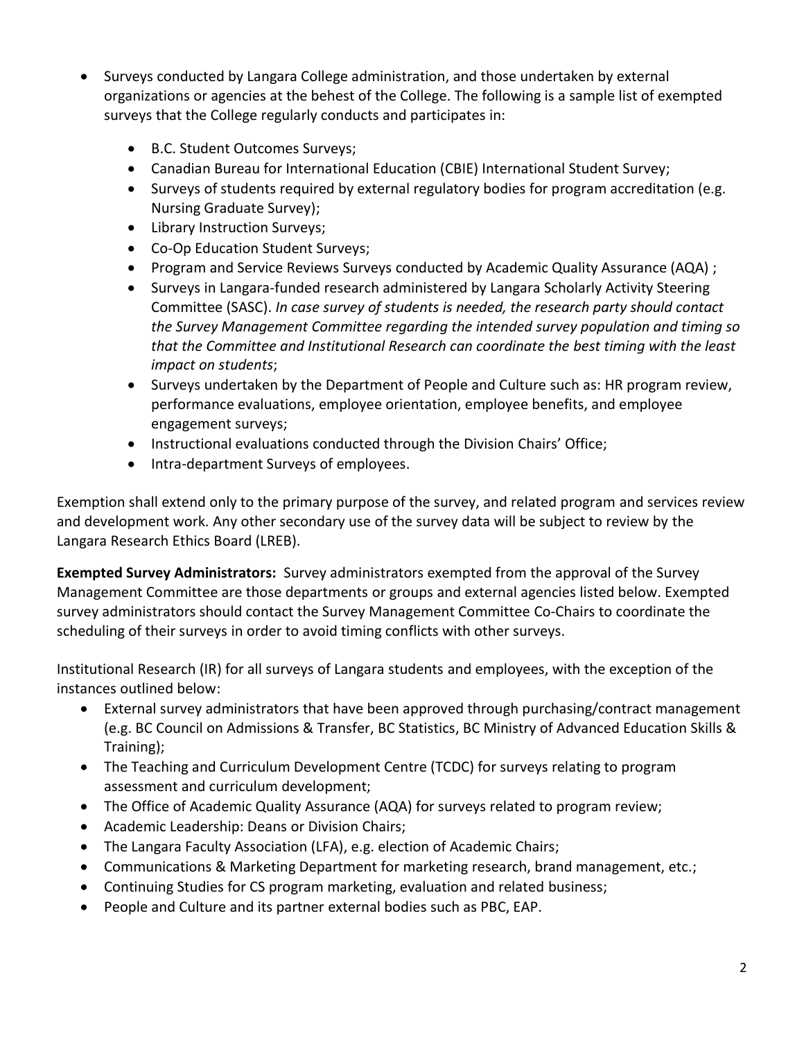- Surveys conducted by Langara College administration, and those undertaken by external organizations or agencies at the behest of the College. The following is a sample list of exempted surveys that the College regularly conducts and participates in:
    - B.C. Student Outcomes Surveys;
    - Canadian Bureau for International Education (CBIE) International Student Survey;
    - Surveys of students required by external regulatory bodies for program accreditation (e.g. Nursing Graduate Survey);
    - Library Instruction Surveys;
    - Co-Op Education Student Surveys;
    - Program and Service Reviews Surveys conducted by Academic Quality Assurance (AQA) ;
    - Surveys in Langara-funded research administered by Langara Scholarly Activity Steering Committee (SASC). *In case survey of students is needed, the research party should contact the Survey Management Committee regarding the intended survey population and timing so that the Committee and Institutional Research can coordinate the best timing with the least impact on students*;
    - Surveys undertaken by the Department of People and Culture such as: HR program review, performance evaluations, employee orientation, employee benefits, and employee engagement surveys;
    - Instructional evaluations conducted through the Division Chairs' Office;
    - Intra-department Surveys of employees.

Exemption shall extend only to the primary purpose of the survey, and related program and services review and development work. Any other secondary use of the survey data will be subject to review by the Langara Research Ethics Board (LREB).

**Exempted Survey Administrators:** Survey administrators exempted from the approval of the Survey Management Committee are those departments or groups and external agencies listed below. Exempted survey administrators should contact the Survey Management Committee Co-Chairs to coordinate the scheduling of their surveys in order to avoid timing conflicts with other surveys.

Institutional Research (IR) for all surveys of Langara students and employees, with the exception of the instances outlined below:

- External survey administrators that have been approved through purchasing/contract management (e.g. BC Council on Admissions & Transfer, BC Statistics, BC Ministry of Advanced Education Skills & Training);
- The Teaching and Curriculum Development Centre (TCDC) for surveys relating to program assessment and curriculum development;
- The Office of Academic Quality Assurance (AQA) for surveys related to program review;
- Academic Leadership: Deans or Division Chairs;
- The Langara Faculty Association (LFA), e.g. election of Academic Chairs;
- Communications & Marketing Department for marketing research, brand management, etc.;
- Continuing Studies for CS program marketing, evaluation and related business;
- People and Culture and its partner external bodies such as PBC, EAP.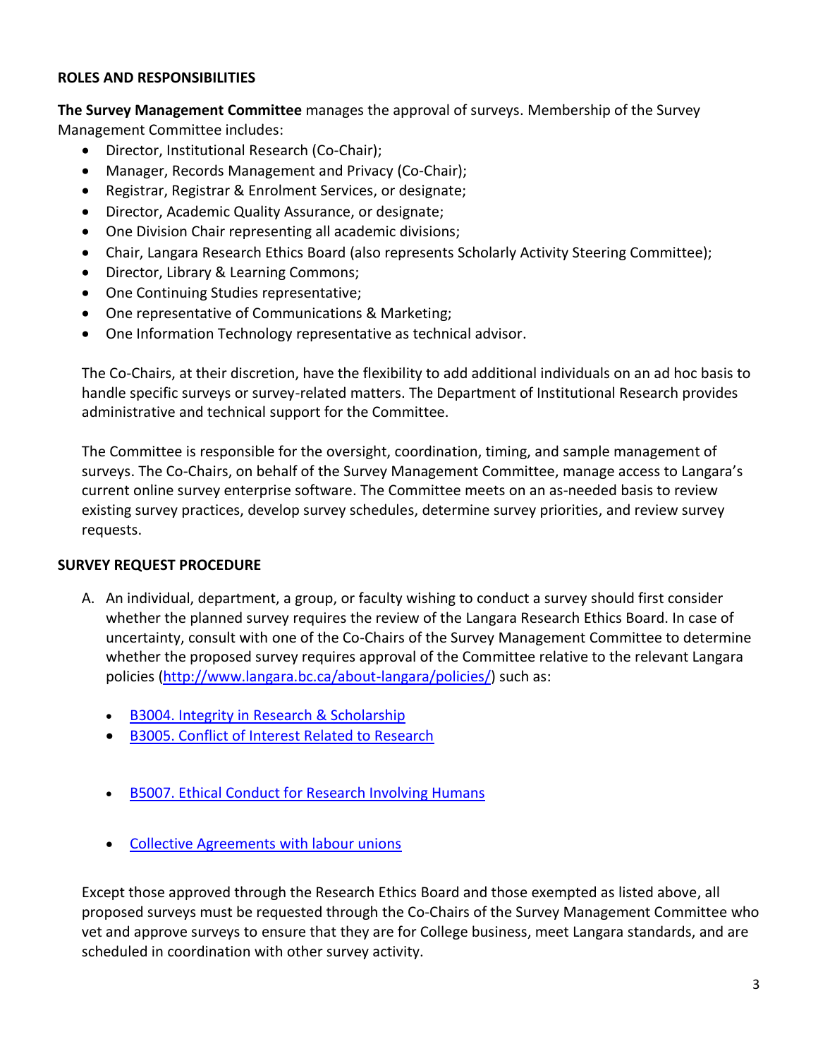## ROLES AND RESPONSIBILITIES

**The Survey Management Committee** manages the approval of surveys. Membership of the Survey Management Committee includes:

- Director, Institutional Research (Co-Chair);
- Manager, Records Management and Privacy (Co-Chair);
- Registrar, Registrar & Enrolment Services, or designate;
- Director, Academic Quality Assurance, or designate;
- One Division Chair representing all academic divisions;
- Chair, Langara Research Ethics Board (also represents Scholarly Activity Steering Committee);
- Director, Library & Learning Commons;
- One Continuing Studies representative;
- One representative of Communications & Marketing;
- One Information Technology representative as technical advisor.

The Co-Chairs, at their discretion, have the flexibility to add additional individuals on an ad hoc basis to handle specific surveys or survey-related matters. The Department of Institutional Research provides administrative and technical support for the Committee.

The Committee is responsible for the oversight, coordination, timing, and sample management of surveys. The Co-Chairs, on behalf of the Survey Management Committee, manage access to Langara's current online survey enterprise software. The Committee meets on an as-needed basis to review existing survey practices, develop survey schedules, determine survey priorities, and review survey requests.

## SURVEY REQUEST PROCEDURE

A. An individual, department, a group, or faculty wishing to conduct a survey should first consider whether the planned survey requires the review of the Langara Research Ethics Board. In case of uncertainty, consult with one of the Co-Chairs of the Survey Management Committee to determine whether the proposed survey requires approval of the Committee relative to the relevant Langara policies (http://www.langara.bc.ca/about-langara/policies/) such as:

   - B3004. Integrity in Research & Scholarship
   - B3005. Conflict of Interest Related to Research
   - B5007. Ethical Conduct for Research Involving Humans
   - Collective Agreements with labour unions

   Except those approved through the Research Ethics Board and those exempted as listed above, all proposed surveys must be requested through the Co-Chairs of the Survey Management Committee who vet and approve surveys to ensure that they are for College business, meet Langara standards, and are scheduled in coordination with other survey activity.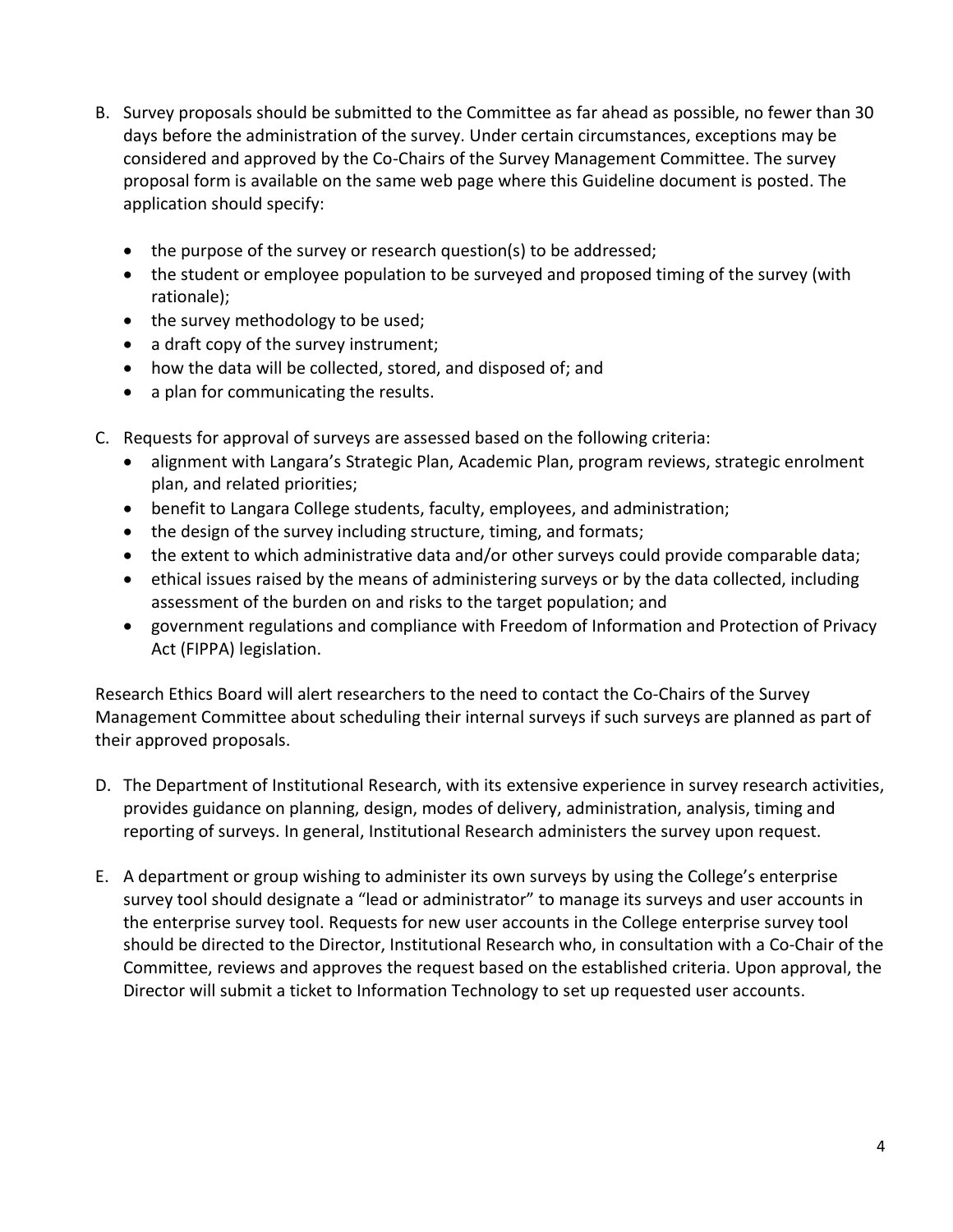B. Survey proposals should be submitted to the Committee as far ahead as possible, no fewer than 30 days before the administration of the survey. Under certain circumstances, exceptions may be considered and approved by the Co-Chairs of the Survey Management Committee. The survey proposal form is available on the same web page where this Guideline document is posted. The application should specify:

   - the purpose of the survey or research question(s) to be addressed;
   - the student or employee population to be surveyed and proposed timing of the survey (with rationale);
   - the survey methodology to be used;
   - a draft copy of the survey instrument;
   - how the data will be collected, stored, and disposed of; and
   - a plan for communicating the results.

C. Requests for approval of surveys are assessed based on the following criteria:
   - alignment with Langara's Strategic Plan, Academic Plan, program reviews, strategic enrolment plan, and related priorities;
   - benefit to Langara College students, faculty, employees, and administration;
   - the design of the survey including structure, timing, and formats;
   - the extent to which administrative data and/or other surveys could provide comparable data;
   - ethical issues raised by the means of administering surveys or by the data collected, including assessment of the burden on and risks to the target population; and
   - government regulations and compliance with Freedom of Information and Protection of Privacy Act (FIPPA) legislation.

Research Ethics Board will alert researchers to the need to contact the Co-Chairs of the Survey Management Committee about scheduling their internal surveys if such surveys are planned as part of their approved proposals.

D. The Department of Institutional Research, with its extensive experience in survey research activities, provides guidance on planning, design, modes of delivery, administration, analysis, timing and reporting of surveys. In general, Institutional Research administers the survey upon request.

E. A department or group wishing to administer its own surveys by using the College's enterprise survey tool should designate a "lead or administrator" to manage its surveys and user accounts in the enterprise survey tool. Requests for new user accounts in the College enterprise survey tool should be directed to the Director, Institutional Research who, in consultation with a Co-Chair of the Committee, reviews and approves the request based on the established criteria. Upon approval, the Director will submit a ticket to Information Technology to set up requested user accounts.